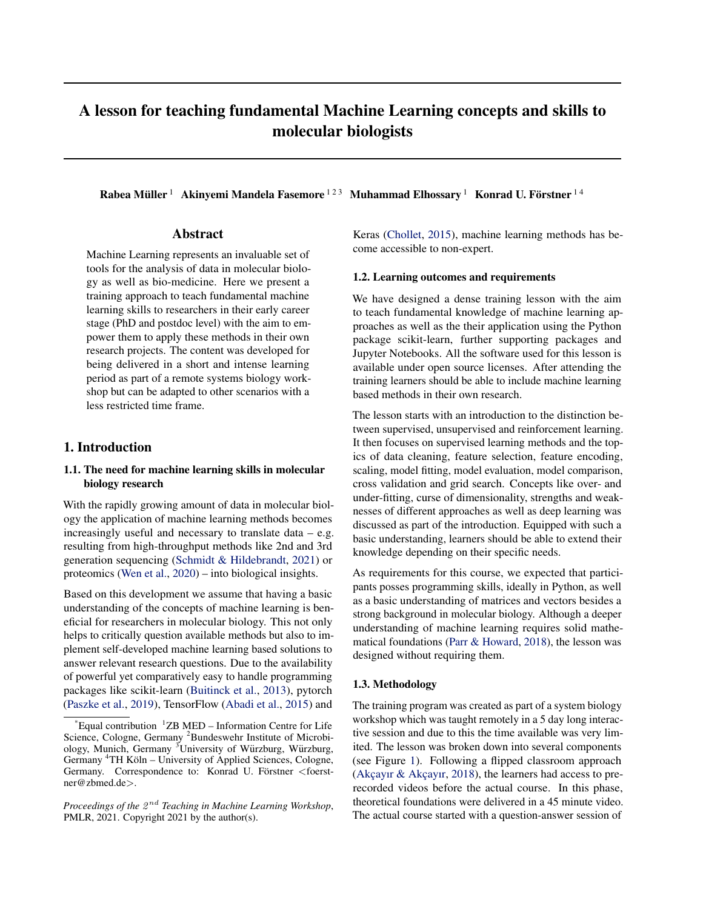# A lesson for teaching fundamental Machine Learning concepts and skills to molecular biologists

**Rabea Müller** [1] **Akinyemi Mandela Fasemore** [1 2 3] **Muhammad Elhossary** [1] **Konrad U. Förstner** [1 4]

## Abstract

Machine Learning represents an invaluable set of tools for the analysis of data in molecular biology as well as bio-medicine. Here we present a training approach to teach fundamental machine learning skills to researchers in their early career stage (PhD and postdoc level) with the aim to empower them to apply these methods in their own research projects. The content was developed for being delivered in a short and intense learning period as part of a remote systems biology workshop but can be adapted to other scenarios with a less restricted time frame.

## 1. Introduction

### 1.1. The need for machine learning skills in molecular biology research

With the rapidly growing amount of data in molecular biology the application of machine learning methods becomes increasingly useful and necessary to translate data – e.g. resulting from high-throughput methods like 2nd and 3rd generation sequencing (Schmidt & Hildebrandt, 2021) or proteomics (Wen et al., 2020) – into biological insights.

Based on this development we assume that having a basic understanding of the concepts of machine learning is beneficial for researchers in molecular biology. This not only helps to critically question available methods but also to implement self-developed machine learning based solutions to answer relevant research questions. Due to the availability of powerful yet comparatively easy to handle programming packages like scikit-learn (Buitinck et al., 2013), pytorch (Paszke et al., 2019), TensorFlow (Abadi et al., 2015) and Keras (Chollet, 2015), machine learning methods has become accessible to non-expert.

### 1.2. Learning outcomes and requirements

We have designed a dense training lesson with the aim to teach fundamental knowledge of machine learning approaches as well as the their application using the Python package scikit-learn, further supporting packages and Jupyter Notebooks. All the software used for this lesson is available under open source licenses. After attending the training learners should be able to include machine learning based methods in their own research.

The lesson starts with an introduction to the distinction between supervised, unsupervised and reinforcement learning. It then focuses on supervised learning methods and the topics of data cleaning, feature selection, feature encoding, scaling, model fitting, model evaluation, model comparison, cross validation and grid search. Concepts like over- and under-fitting, curse of dimensionality, strengths and weaknesses of different approaches as well as deep learning was discussed as part of the introduction. Equipped with such a basic understanding, learners should be able to extend their knowledge depending on their specific needs.

As requirements for this course, we expected that participants posses programming skills, ideally in Python, as well as a basic understanding of matrices and vectors besides a strong background in molecular biology. Although a deeper understanding of machine learning requires solid mathematical foundations (Parr & Howard, 2018), the lesson was designed without requiring them.

### 1.3. Methodology

The training program was created as part of a system biology workshop which was taught remotely in a 5 day long interactive session and due to this the time available was very limited. The lesson was broken down into several components (see Figure 1). Following a flipped classroom approach (Akçayır & Akçayır, 2018), the learners had access to pre-recorded videos before the actual course. In this phase, theoretical foundations were delivered in a 45 minute video. The actual course started with a question-answer session of

---

[*]Equal contribution [1]ZB MED – Information Centre for Life Science, Cologne, Germany [2]Bundeswehr Institute of Microbiology, Munich, Germany [3]University of Würzburg, Würzburg, Germany [4]TH Köln – University of Applied Sciences, Cologne, Germany. Correspondence to: Konrad U. Förstner <foerstner@zbmed.de>.

*Proceedings of the $2^{nd}$ Teaching in Machine Learning Workshop*, PMLR, 2021. Copyright 2021 by the author(s).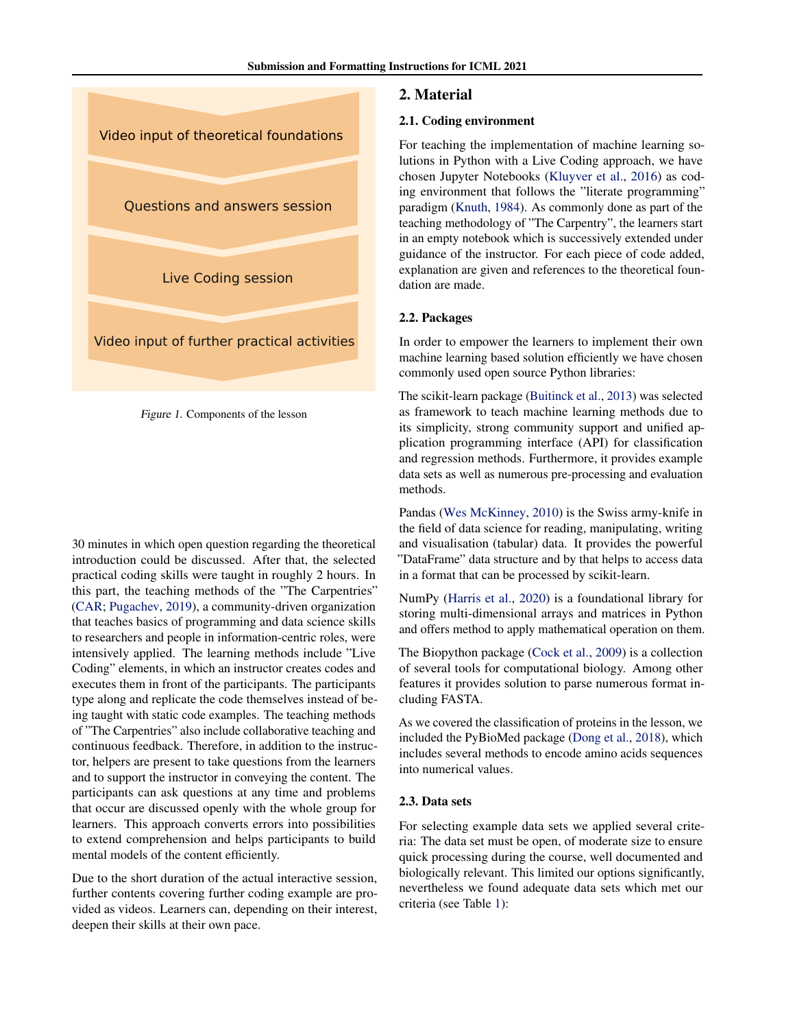Video input of theoretical foundations

Questions and answers session

Live Coding session

Video input of further practical activities

*Figure 1.* Components of the lesson

30 minutes in which open question regarding the theoretical introduction could be discussed. After that, the selected practical coding skills were taught in roughly 2 hours. In this part, the teaching methods of the "The Carpentries" (CAR; Pugachev, 2019), a community-driven organization that teaches basics of programming and data science skills to researchers and people in information-centric roles, were intensively applied. The learning methods include "Live Coding" elements, in which an instructor creates codes and executes them in front of the participants. The participants type along and replicate the code themselves instead of being taught with static code examples. The teaching methods of "The Carpentries" also include collaborative teaching and continuous feedback. Therefore, in addition to the instructor, helpers are present to take questions from the learners and to support the instructor in conveying the content. The participants can ask questions at any time and problems that occur are discussed openly with the whole group for learners. This approach converts errors into possibilities to extend comprehension and helps participants to build mental models of the content efficiently.

Due to the short duration of the actual interactive session, further contents covering further coding example are provided as videos. Learners can, depending on their interest, deepen their skills at their own pace.

## 2. Material

### 2.1. Coding environment

For teaching the implementation of machine learning solutions in Python with a Live Coding approach, we have chosen Jupyter Notebooks (Kluyver et al., 2016) as coding environment that follows the "literate programming" paradigm (Knuth, 1984). As commonly done as part of the teaching methodology of "The Carpentry", the learners start in an empty notebook which is successively extended under guidance of the instructor. For each piece of code added, explanation are given and references to the theoretical foundation are made.

### 2.2. Packages

In order to empower the learners to implement their own machine learning based solution efficiently we have chosen commonly used open source Python libraries:

The scikit-learn package (Buitinck et al., 2013) was selected as framework to teach machine learning methods due to its simplicity, strong community support and unified application programming interface (API) for classification and regression methods. Furthermore, it provides example data sets as well as numerous pre-processing and evaluation methods.

Pandas (Wes McKinney, 2010) is the Swiss army-knife in the field of data science for reading, manipulating, writing and visualisation (tabular) data. It provides the powerful "DataFrame" data structure and by that helps to access data in a format that can be processed by scikit-learn.

NumPy (Harris et al., 2020) is a foundational library for storing multi-dimensional arrays and matrices in Python and offers method to apply mathematical operation on them.

The Biopython package (Cock et al., 2009) is a collection of several tools for computational biology. Among other features it provides solution to parse numerous format including FASTA.

As we covered the classification of proteins in the lesson, we included the PyBioMed package (Dong et al., 2018), which includes several methods to encode amino acids sequences into numerical values.

### 2.3. Data sets

For selecting example data sets we applied several criteria: The data set must be open, of moderate size to ensure quick processing during the course, well documented and biologically relevant. This limited our options significantly, nevertheless we found adequate data sets which met our criteria (see Table 1):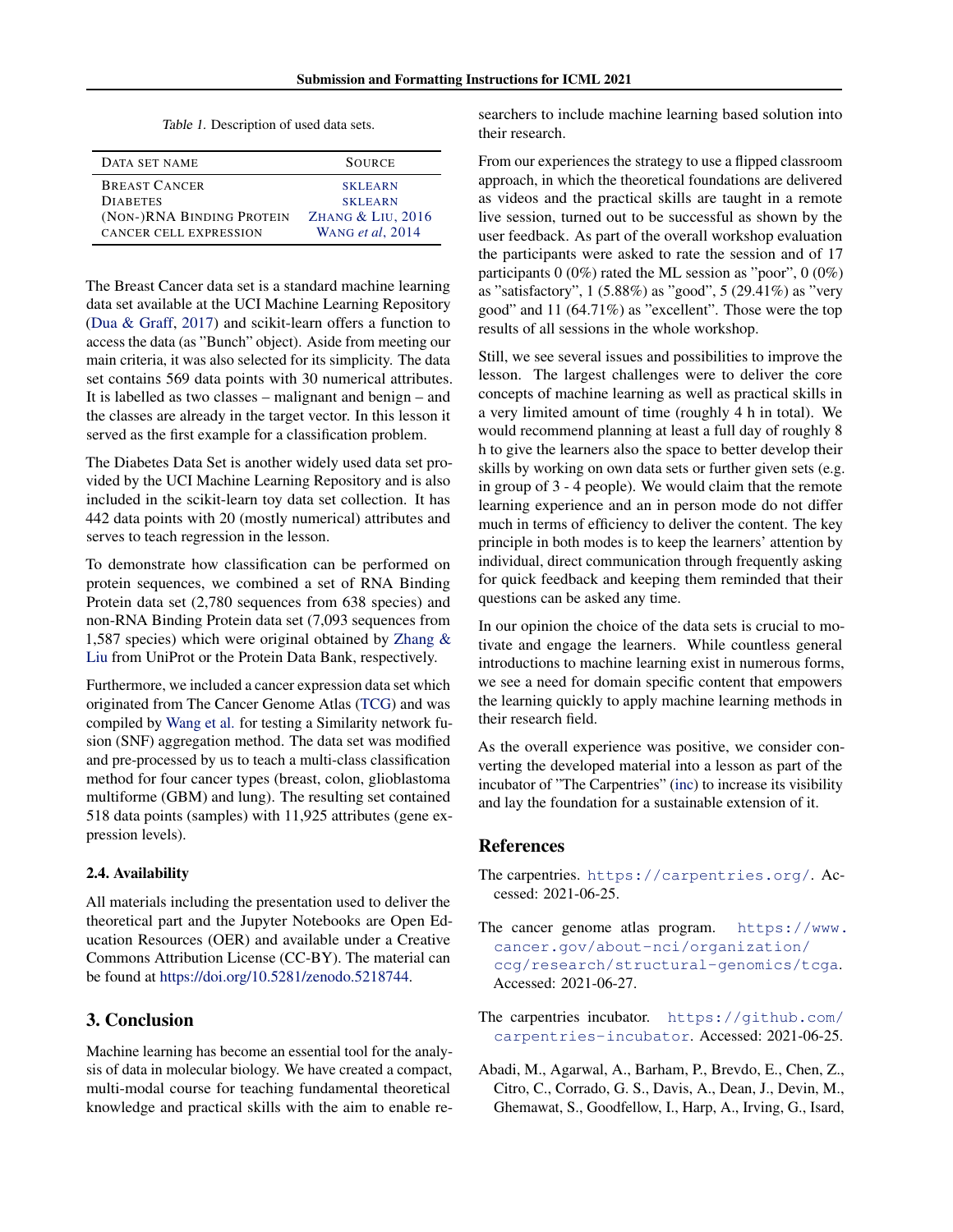Table 1. Description of used data sets.

| DATA SET NAME | SOURCE |
|---|---|
| BREAST CANCER | SKLEARN |
| DIABETES | SKLEARN |
| (NON-)RNA BINDING PROTEIN | ZHANG & LIU, 2016 |
| CANCER CELL EXPRESSION | WANG *et al*, 2014 |

The Breast Cancer data set is a standard machine learning data set available at the UCI Machine Learning Repository (Dua & Graff, 2017) and scikit-learn offers a function to access the data (as "Bunch" object). Aside from meeting our main criteria, it was also selected for its simplicity. The data set contains 569 data points with 30 numerical attributes. It is labelled as two classes – malignant and benign – and the classes are already in the target vector. In this lesson it served as the first example for a classification problem.

The Diabetes Data Set is another widely used data set provided by the UCI Machine Learning Repository and is also included in the scikit-learn toy data set collection. It has 442 data points with 20 (mostly numerical) attributes and serves to teach regression in the lesson.

To demonstrate how classification can be performed on protein sequences, we combined a set of RNA Binding Protein data set (2,780 sequences from 638 species) and non-RNA Binding Protein data set (7,093 sequences from 1,587 species) which were original obtained by Zhang & Liu from UniProt or the Protein Data Bank, respectively.

Furthermore, we included a cancer expression data set which originated from The Cancer Genome Atlas (TCG) and was compiled by Wang et al. for testing a Similarity network fusion (SNF) aggregation method. The data set was modified and pre-processed by us to teach a multi-class classification method for four cancer types (breast, colon, glioblastoma multiforme (GBM) and lung). The resulting set contained 518 data points (samples) with 11,925 attributes (gene expression levels).

### 2.4. Availability

All materials including the presentation used to deliver the theoretical part and the Jupyter Notebooks are Open Education Resources (OER) and available under a Creative Commons Attribution License (CC-BY). The material can be found at https://doi.org/10.5281/zenodo.5218744.

## 3. Conclusion

Machine learning has become an essential tool for the analysis of data in molecular biology. We have created a compact, multi-modal course for teaching fundamental theoretical knowledge and practical skills with the aim to enable researchers to include machine learning based solution into their research.

From our experiences the strategy to use a flipped classroom approach, in which the theoretical foundations are delivered as videos and the practical skills are taught in a remote live session, turned out to be successful as shown by the user feedback. As part of the overall workshop evaluation the participants were asked to rate the session and of 17 participants 0 (0%) rated the ML session as "poor", 0 (0%) as "satisfactory", 1 (5.88%) as "good", 5 (29.41%) as "very good" and 11 (64.71%) as "excellent". Those were the top results of all sessions in the whole workshop.

Still, we see several issues and possibilities to improve the lesson. The largest challenges were to deliver the core concepts of machine learning as well as practical skills in a very limited amount of time (roughly 4 h in total). We would recommend planning at least a full day of roughly 8 h to give the learners also the space to better develop their skills by working on own data sets or further given sets (e.g. in group of 3 - 4 people). We would claim that the remote learning experience and an in person mode do not differ much in terms of efficiency to deliver the content. The key principle in both modes is to keep the learners' attention by individual, direct communication through frequently asking for quick feedback and keeping them reminded that their questions can be asked any time.

In our opinion the choice of the data sets is crucial to motivate and engage the learners. While countless general introductions to machine learning exist in numerous forms, we see a need for domain specific content that empowers the learning quickly to apply machine learning methods in their research field.

As the overall experience was positive, we consider converting the developed material into a lesson as part of the incubator of "The Carpentries" (inc) to increase its visibility and lay the foundation for a sustainable extension of it.

## References

The carpentries. https://carpentries.org/. Accessed: 2021-06-25.

The cancer genome atlas program. https://www.cancer.gov/about-nci/organization/ccg/research/structural-genomics/tcga. Accessed: 2021-06-27.

The carpentries incubator. https://github.com/carpentries-incubator. Accessed: 2021-06-25.

Abadi, M., Agarwal, A., Barham, P., Brevdo, E., Chen, Z., Citro, C., Corrado, G. S., Davis, A., Dean, J., Devin, M., Ghemawat, S., Goodfellow, I., Harp, A., Irving, G., Isard,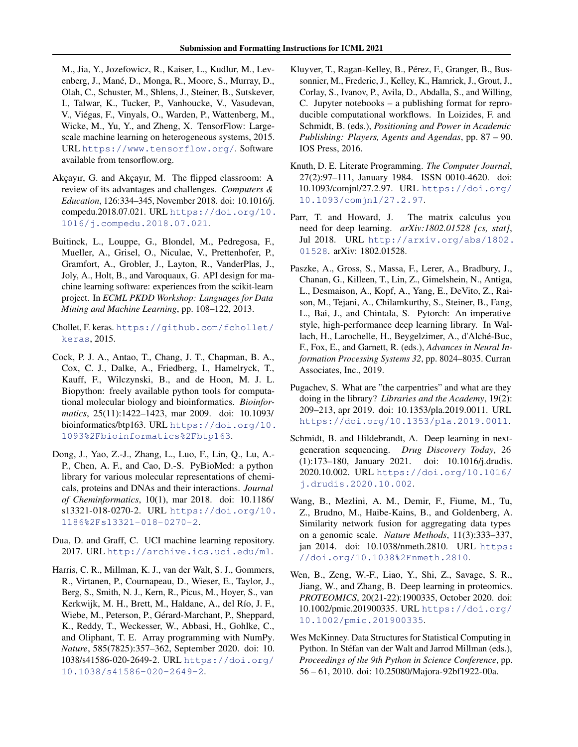M., Jia, Y., Jozefowicz, R., Kaiser, L., Kudlur, M., Levenberg, J., Mané, D., Monga, R., Moore, S., Murray, D., Olah, C., Schuster, M., Shlens, J., Steiner, B., Sutskever, I., Talwar, K., Tucker, P., Vanhoucke, V., Vasudevan, V., Viégas, F., Vinyals, O., Warden, P., Wattenberg, M., Wicke, M., Yu, Y., and Zheng, X. TensorFlow: Large-scale machine learning on heterogeneous systems, 2015. URL https://www.tensorflow.org/. Software available from tensorflow.org.

Akçayır, G. and Akçayır, M. The flipped classroom: A review of its advantages and challenges. *Computers & Education*, 126:334–345, November 2018. doi: 10.1016/j.compedu.2018.07.021. URL https://doi.org/10.1016/j.compedu.2018.07.021.

Buitinck, L., Louppe, G., Blondel, M., Pedregosa, F., Mueller, A., Grisel, O., Niculae, V., Prettenhofer, P., Gramfort, A., Grobler, J., Layton, R., VanderPlas, J., Joly, A., Holt, B., and Varoquaux, G. API design for machine learning software: experiences from the scikit-learn project. In *ECML PKDD Workshop: Languages for Data Mining and Machine Learning*, pp. 108–122, 2013.

Chollet, F. keras. https://github.com/fchollet/keras, 2015.

Cock, P. J. A., Antao, T., Chang, J. T., Chapman, B. A., Cox, C. J., Dalke, A., Friedberg, I., Hamelryck, T., Kauff, F., Wilczynski, B., and de Hoon, M. J. L. Biopython: freely available python tools for computational molecular biology and bioinformatics. *Bioinformatics*, 25(11):1422–1423, mar 2009. doi: 10.1093/bioinformatics/btp163. URL https://doi.org/10.1093%2Fbioinformatics%2Fbtp163.

Dong, J., Yao, Z.-J., Zhang, L., Luo, F., Lin, Q., Lu, A.-P., Chen, A. F., and Cao, D.-S. PyBioMed: a python library for various molecular representations of chemicals, proteins and DNAs and their interactions. *Journal of Cheminformatics*, 10(1), mar 2018. doi: 10.1186/s13321-018-0270-2. URL https://doi.org/10.1186%2Fs13321-018-0270-2.

Dua, D. and Graff, C. UCI machine learning repository. 2017. URL http://archive.ics.uci.edu/ml.

Harris, C. R., Millman, K. J., van der Walt, S. J., Gommers, R., Virtanen, P., Cournapeau, D., Wieser, E., Taylor, J., Berg, S., Smith, N. J., Kern, R., Picus, M., Hoyer, S., van Kerkwijk, M. H., Brett, M., Haldane, A., del Río, J. F., Wiebe, M., Peterson, P., Gérard-Marchant, P., Sheppard, K., Reddy, T., Weckesser, W., Abbasi, H., Gohlke, C., and Oliphant, T. E. Array programming with NumPy. *Nature*, 585(7825):357–362, September 2020. doi: 10.1038/s41586-020-2649-2. URL https://doi.org/10.1038/s41586-020-2649-2.

Kluyver, T., Ragan-Kelley, B., Pérez, F., Granger, B., Bussonnier, M., Frederic, J., Kelley, K., Hamrick, J., Grout, J., Corlay, S., Ivanov, P., Avila, D., Abdalla, S., and Willing, C. Jupyter notebooks – a publishing format for reproducible computational workflows. In Loizides, F. and Schmidt, B. (eds.), *Positioning and Power in Academic Publishing: Players, Agents and Agendas*, pp. 87 – 90. IOS Press, 2016.

Knuth, D. E. Literate Programming. *The Computer Journal*, 27(2):97–111, January 1984. ISSN 0010-4620. doi: 10.1093/comjnl/27.2.97. URL https://doi.org/10.1093/comjnl/27.2.97.

Parr, T. and Howard, J. The matrix calculus you need for deep learning. *arXiv:1802.01528 [cs, stat]*, Jul 2018. URL http://arxiv.org/abs/1802.01528. arXiv: 1802.01528.

Paszke, A., Gross, S., Massa, F., Lerer, A., Bradbury, J., Chanan, G., Killeen, T., Lin, Z., Gimelshein, N., Antiga, L., Desmaison, A., Kopf, A., Yang, E., DeVito, Z., Raison, M., Tejani, A., Chilamkurthy, S., Steiner, B., Fang, L., Bai, J., and Chintala, S. Pytorch: An imperative style, high-performance deep learning library. In Wallach, H., Larochelle, H., Beygelzimer, A., d'Alché-Buc, F., Fox, E., and Garnett, R. (eds.), *Advances in Neural Information Processing Systems 32*, pp. 8024–8035. Curran Associates, Inc., 2019.

Pugachev, S. What are "the carpentries" and what are they doing in the library? *Libraries and the Academy*, 19(2):209–213, apr 2019. doi: 10.1353/pla.2019.0011. URL https://doi.org/10.1353/pla.2019.0011.

Schmidt, B. and Hildebrandt, A. Deep learning in next-generation sequencing. *Drug Discovery Today*, 26(1):173–180, January 2021. doi: 10.1016/j.drudis.2020.10.002. URL https://doi.org/10.1016/j.drudis.2020.10.002.

Wang, B., Mezlini, A. M., Demir, F., Fiume, M., Tu, Z., Brudno, M., Haibe-Kains, B., and Goldenberg, A. Similarity network fusion for aggregating data types on a genomic scale. *Nature Methods*, 11(3):333–337, jan 2014. doi: 10.1038/nmeth.2810. URL https://doi.org/10.1038%2Fnmeth.2810.

Wen, B., Zeng, W.-F., Liao, Y., Shi, Z., Savage, S. R., Jiang, W., and Zhang, B. Deep learning in proteomics. *PROTEOMICS*, 20(21-22):1900335, October 2020. doi: 10.1002/pmic.201900335. URL https://doi.org/10.1002/pmic.201900335.

Wes McKinney. Data Structures for Statistical Computing in Python. In Stéfan van der Walt and Jarrod Millman (eds.), *Proceedings of the 9th Python in Science Conference*, pp. 56 – 61, 2010. doi: 10.25080/Majora-92bf1922-00a.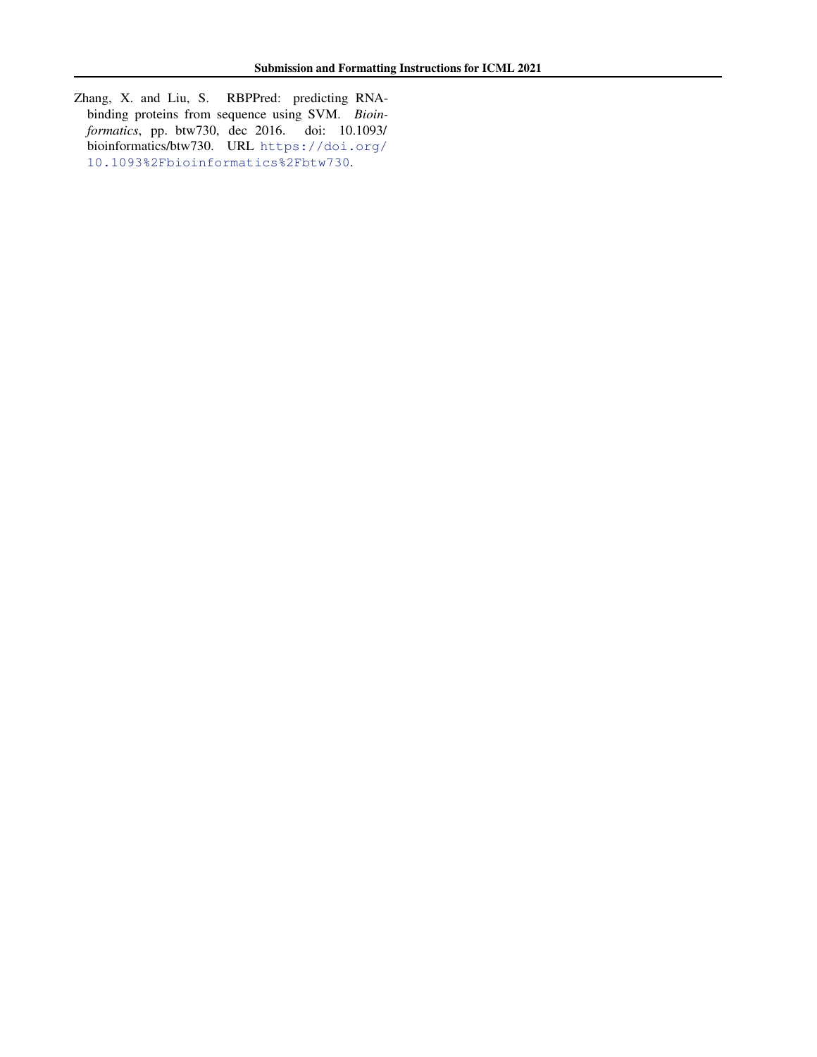Zhang, X. and Liu, S. RBPPred: predicting RNA-binding proteins from sequence using SVM. *Bioinformatics*, pp. btw730, dec 2016. doi: 10.1093/bioinformatics/btw730. URL https://doi.org/10.1093%2Fbioinformatics%2Fbtw730.